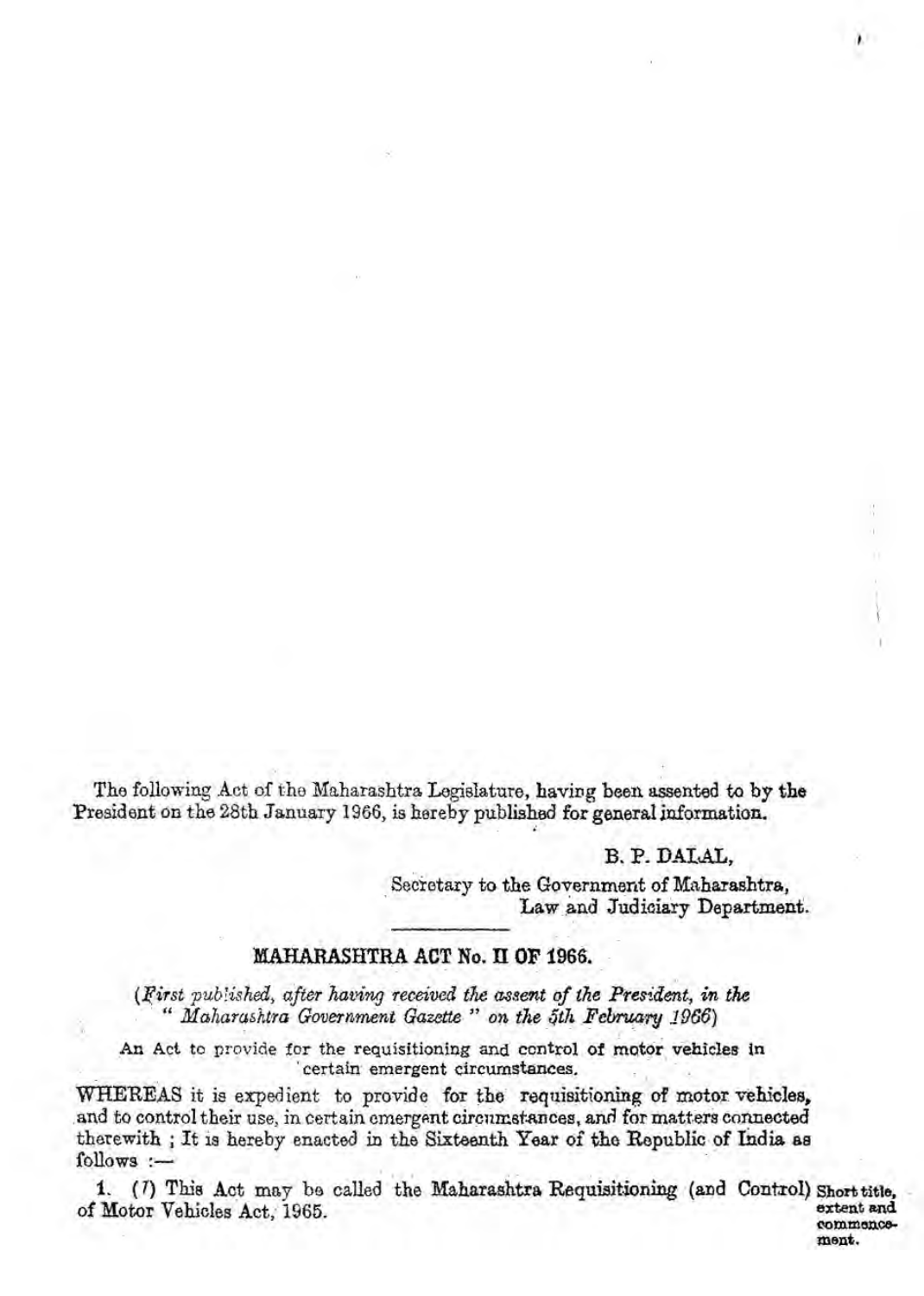The following Act of the Maharashtra Legislature, having been assented to by the President on the 28th January 1966, is hereby published for general information.

B. P. DALAL,
Secretary to the Government of Maharashtra,
Law and Judiciary Department.

## MAHARASHTRA ACT No. II OF 1966.

*(First published, after having received the assent of the President, in the "Maharashtra Government Gazette" on the 5th February 1966)*

An Act to provide for the requisitioning and control of motor vehicles in certain emergent circumstances.

WHEREAS it is expedient to provide for the requisitioning of motor vehicles, and to control their use, in certain emergent circumstances, and for matters connected therewith ; It is hereby enacted in the Sixteenth Year of the Republic of India as follows :—

**Short title, extent and commencement.**

1. (1) This Act may be called the Maharashtra Requisitioning (and Control) of Motor Vehicles Act, 1965.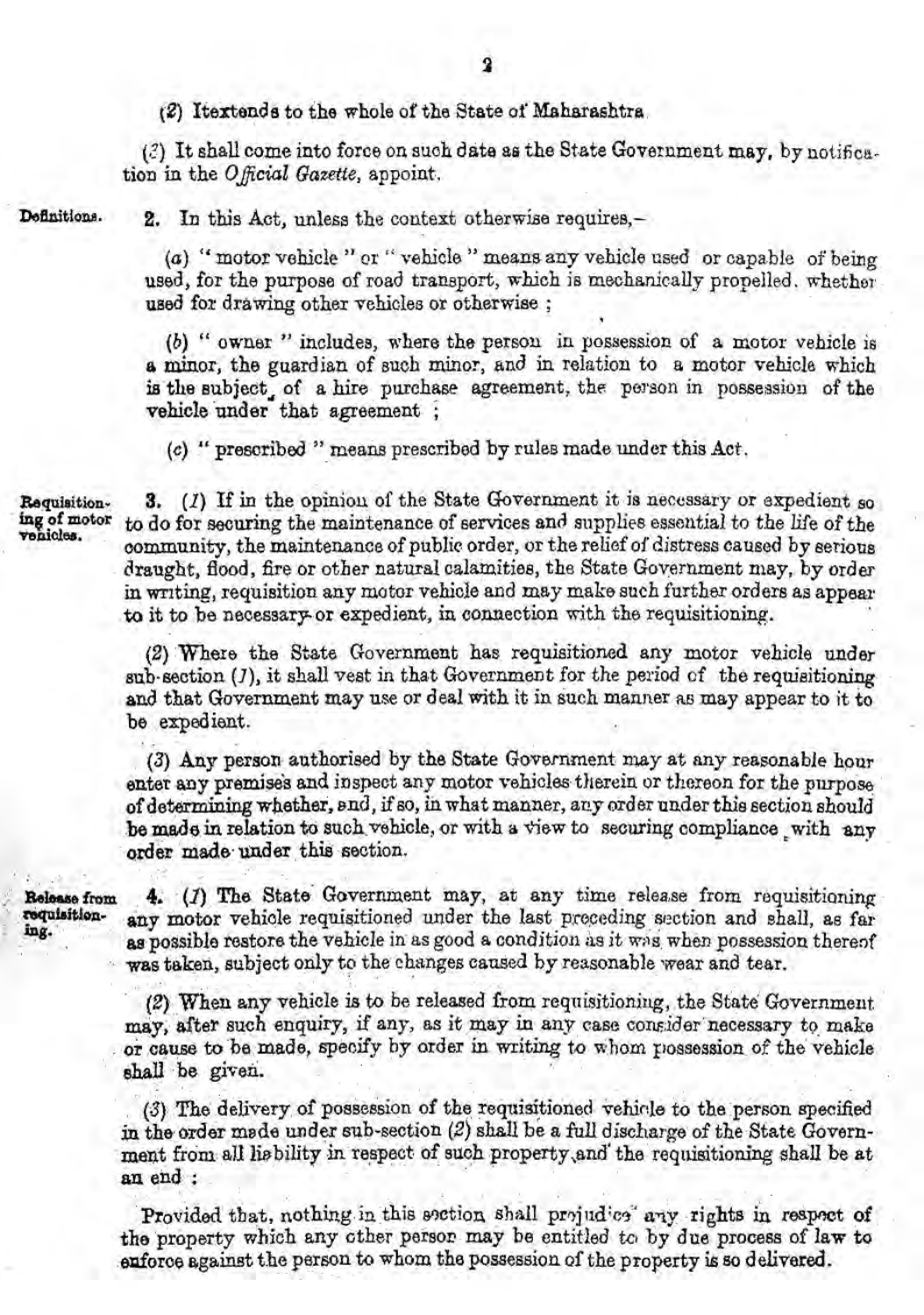(2) Itextends to the whole of the State of Maharashtra.

(3) It shall come into force on such date as the State Government may, by notification in the *Official Gazette*, appoint.

**Definitions.**

2. In this Act, unless the context otherwise requires,—

(*a*) " motor vehicle " or " vehicle " means any vehicle used or capable of being used, for the purpose of road transport, which is mechanically propelled, whether used for drawing other vehicles or otherwise ;

(*b*) " owner " includes, where the person in possession of a motor vehicle is a minor, the guardian of such minor, and in relation to a motor vehicle which is the subject of a hire purchase agreement, the person in possession of the vehicle under that agreement ;

(*c*) " prescribed " means prescribed by rules made under this Act.

**Requisitioning of motor vehicles.**

3. (*1*) If in the opinion of the State Government it is necessary or expedient so to do for securing the maintenance of services and supplies essential to the life of the community, the maintenance of public order, or the relief of distress caused by serious draught, flood, fire or other natural calamities, the State Government may, by order in writing, requisition any motor vehicle and may make such further orders as appear to it to be necessary or expedient, in connection with the requisitioning.

(*2*) Where the State Government has requisitioned any motor vehicle under sub-section (*1*), it shall vest in that Government for the period of the requisitioning and that Government may use or deal with it in such manner as may appear to it to be expedient.

(*3*) Any person authorised by the State Government may at any reasonable hour enter any premises and inspect any motor vehicles therein or thereon for the purpose of determining whether, and, if so, in what manner, any order under this section should be made in relation to such vehicle, or with a view to securing compliance with any order made under this section.

**Release from requisitioning.**

4. (*1*) The State Government may, at any time release from requisitioning any motor vehicle requisitioned under the last preceding section and shall, as far as possible restore the vehicle in as good a condition as it was when possession thereof was taken, subject only to the changes caused by reasonable wear and tear.

(*2*) When any vehicle is to be released from requisitioning, the State Government may, after such enquiry, if any, as it may in any case consider necessary to make or cause to be made, specify by order in writing to whom possession of the vehicle shall be given.

(*3*) The delivery of possession of the requisitioned vehicle to the person specified in the order made under sub-section (*2*) shall be a full discharge of the State Government from all liability in respect of such property and the requisitioning shall be at an end :

Provided that, nothing in this section shall prejudice any rights in respect of the property which any other person may be entitled to by due process of law to enforce against the person to whom the possession of the property is so delivered.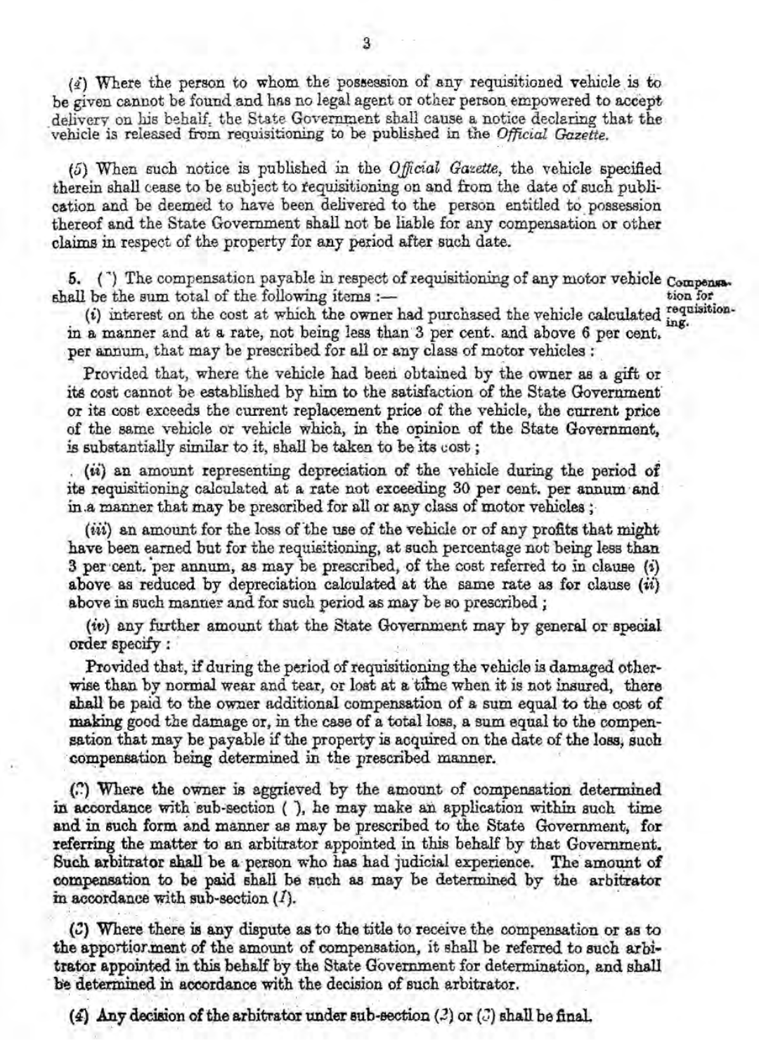(4) Where the person to whom the possession of any requisitioned vehicle is to be given cannot be found and has no legal agent or other person empowered to accept delivery on his behalf, the State Government shall cause a notice declaring that the vehicle is released from requisitioning to be published in the *Official Gazette.*

(5) When such notice is published in the *Official Gazette*, the vehicle specified therein shall cease to be subject to requisitioning on and from the date of such publication and be deemed to have been delivered to the person entitled to possession thereof and the State Government shall not be liable for any compensation or other claims in respect of the property for any period after such date.

**5.** (1) The compensation payable in respect of requisitioning of any motor vehicle shall be the sum total of the following items :— *Compensation for requisitioning.*

(i) interest on the cost at which the owner had purchased the vehicle calculated in a manner and at a rate, not being less than 3 per cent. and above 6 per cent. per annum, that may be prescribed for all or any class of motor vehicles :

Provided that, where the vehicle had been obtained by the owner as a gift or its cost cannot be established by him to the satisfaction of the State Government or its cost exceeds the current replacement price of the vehicle, the current price of the same vehicle or vehicle which, in the opinion of the State Government, is substantially similar to it, shall be taken to be its cost ;

(ii) an amount representing depreciation of the vehicle during the period of its requisitioning calculated at a rate not exceeding 30 per cent. per annum and in a manner that may be prescribed for all or any class of motor vehicles ;

(iii) an amount for the loss of the use of the vehicle or of any profits that might have been earned but for the requisitioning, at such percentage not being less than 3 per cent. per annum, as may be prescribed, of the cost referred to in clause (i) above as reduced by depreciation calculated at the same rate as for clause (ii) above in such manner and for such period as may be so prescribed ;

(iv) any further amount that the State Government may by general or special order specify :

Provided that, if during the period of requisitioning the vehicle is damaged otherwise than by normal wear and tear, or lost at a time when it is not insured, there shall be paid to the owner additional compensation of a sum equal to the cost of making good the damage or, in the case of a total loss, a sum equal to the compensation that may be payable if the property is acquired on the date of the loss, such compensation being determined in the prescribed manner.

(2) Where the owner is aggrieved by the amount of compensation determined in accordance with sub-section (1), he may make an application within such time and in such form and manner as may be prescribed to the State Government, for referring the matter to an arbitrator appointed in this behalf by that Government. Such arbitrator shall be a person who has had judicial experience. The amount of compensation to be paid shall be such as may be determined by the arbitrator in accordance with sub-section (1).

(3) Where there is any dispute as to the title to receive the compensation or as to the apportionment of the amount of compensation, it shall be referred to such arbitrator appointed in this behalf by the State Government for determination, and shall be determined in accordance with the decision of such arbitrator.

(4) Any decision of the arbitrator under sub-section (2) or (3) shall be final.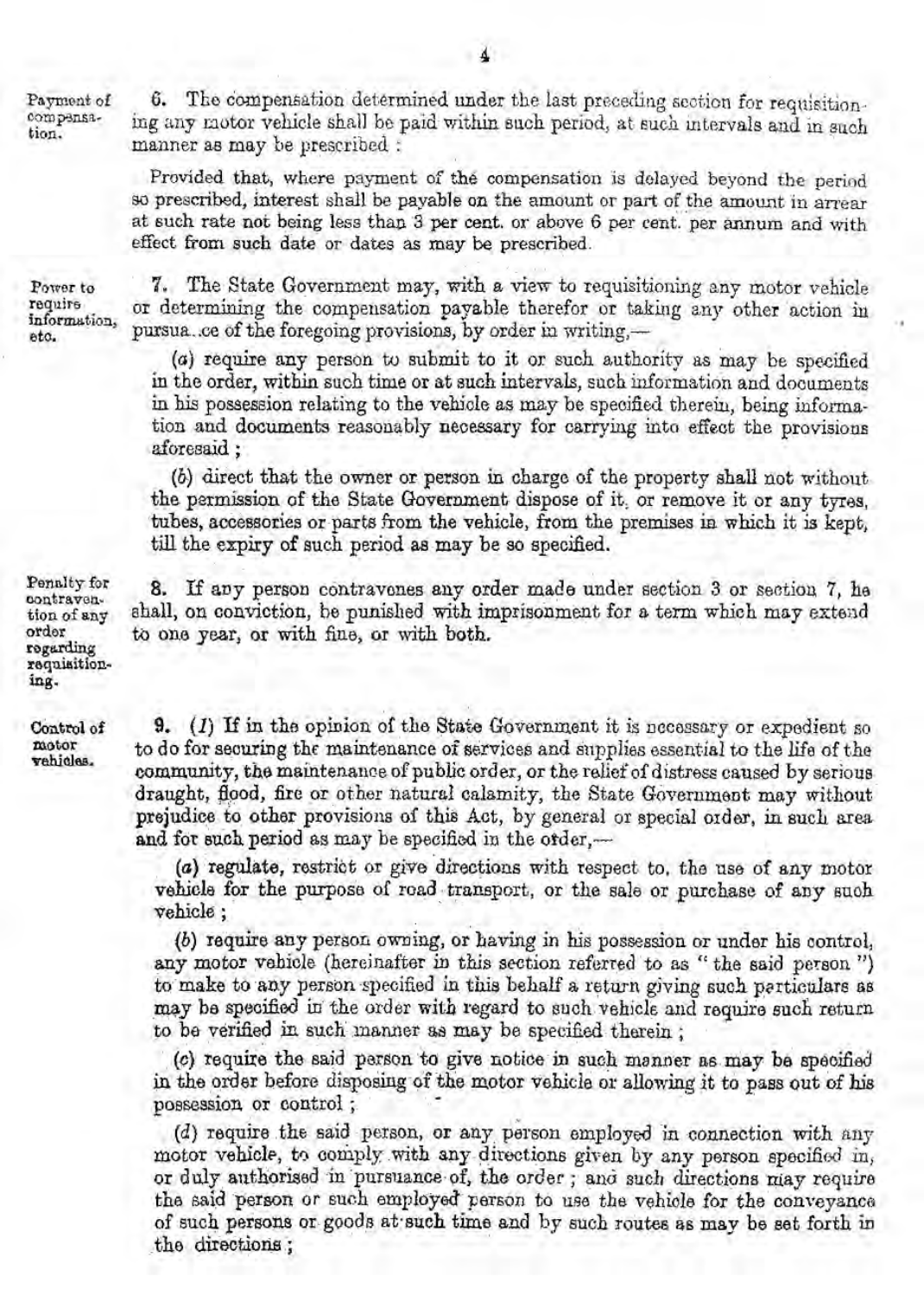**Payment of compensation.**

6. The compensation determined under the last preceding section for requisitioning any motor vehicle shall be paid within such period, at such intervals and in such manner as may be prescribed :

Provided that, where payment of the compensation is delayed beyond the period so prescribed, interest shall be payable on the amount or part of the amount in arrear at such rate not being less than 3 per cent. or above 6 per cent. per annum and with effect from such date or dates as may be prescribed.

**Power to require information, etc.**

7. The State Government may, with a view to requisitioning any motor vehicle or determining the compensation payable therefor or taking any other action in pursuance of the foregoing provisions, by order in writing,—

(*a*) require any person to submit to it or such authority as may be specified in the order, within such time or at such intervals, such information and documents in his possession relating to the vehicle as may be specified therein, being information and documents reasonably necessary for carrying into effect the provisions aforesaid ;

(*b*) direct that the owner or person in charge of the property shall not without the permission of the State Government dispose of it, or remove it or any tyres, tubes, accessories or parts from the vehicle, from the premises in which it is kept, till the expiry of such period as may be so specified.

**Penalty for contravention of any order regarding requisitioning.**

8. If any person contravenes any order made under section 3 or section 7, he shall, on conviction, be punished with imprisonment for a term which may extend to one year, or with fine, or with both.

**Control of motor vehicles.**

9. (*1*) If in the opinion of the State Government it is necessary or expedient so to do for securing the maintenance of services and supplies essential to the life of the community, the maintenance of public order, or the relief of distress caused by serious draught, flood, fire or other natural calamity, the State Government may without prejudice to other provisions of this Act, by general or special order, in such area and for such period as may be specified in the order,—

(*a*) regulate, restrict or give directions with respect to, the use of any motor vehicle for the purpose of road transport, or the sale or purchase of any such vehicle ;

(*b*) require any person owning, or having in his possession or under his control, any motor vehicle (hereinafter in this section referred to as "the said person") to make to any person specified in this behalf a return giving such particulars as may be specified in the order with regard to such vehicle and require such return to be verified in such manner as may be specified therein ;

(*c*) require the said person to give notice in such manner as may be specified in the order before disposing of the motor vehicle or allowing it to pass out of his possession or control ;

(*d*) require the said person, or any person employed in connection with any motor vehicle, to comply with any directions given by any person specified in, or duly authorised in pursuance of, the order ; and such directions may require the said person or such employed person to use the vehicle for the conveyance of such persons or goods at such time and by such routes as may be set forth in the directions ;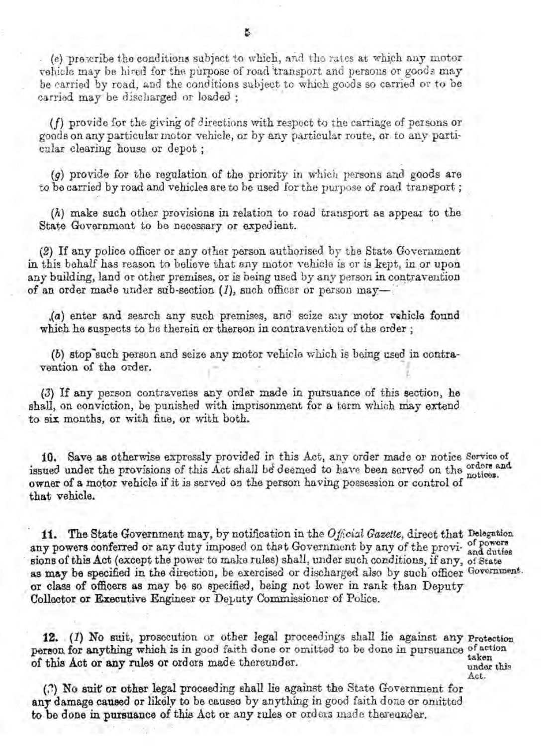(e) prescribe the conditions subject to which, and the rates at which any motor vehicle may be hired for the purpose of road transport and persons or goods may be carried by road, and the conditions subject to which goods so carried or to be carried may be discharged or loaded ;

(f) provide for the giving of directions with respect to the carriage of persons or goods on any particular motor vehicle, or by any particular route, or to any particular clearing house or depot ;

(g) provide for the regulation of the priority in which persons and goods are to be carried by road and vehicles are to be used for the purpose of road transport ;

(h) make such other provisions in relation to road transport as appear to the State Government to be necessary or expedient.

(2) If any police officer or any other person authorised by the State Government in this behalf has reason to believe that any motor vehicle is or is kept, in or upon any building, land or other premises, or is being used by any person in contravention of an order made under sub-section (1), such officer or person may—

(a) enter and search any such premises, and seize any motor vehicle found which he suspects to be therein or thereon in contravention of the order ;

(b) stop such person and seize any motor vehicle which is being used in contravention of the order.

(3) If any person contravenes any order made in pursuance of this section, he shall, on conviction, be punished with imprisonment for a term which may extend to six months, or with fine, or with both.

*Service of orders and notices.*

**10.** Save as otherwise expressly provided in this Act, any order made or notice issued under the provisions of this Act shall be deemed to have been served on the owner of a motor vehicle if it is served on the person having possession or control of that vehicle.

*Delegation of powers and duties of State Government.*

**11.** The State Government may, by notification in the *Official Gazette*, direct that any powers conferred or any duty imposed on that Government by any of the provisions of this Act (except the power to make rules) shall, under such conditions, if any, as may be specified in the direction, be exercised or discharged also by such officer or class of officers as may be so specified, being not lower in rank than Deputy Collector or Executive Engineer or Deputy Commissioner of Police.

*Protection of action taken under this Act.*

**12.** (1) No suit, prosecution or other legal proceedings shall lie against any person for anything which is in good faith done or omitted to be done in pursuance of this Act or any rules or orders made thereunder.

(2) No suit or other legal proceeding shall lie against the State Government for any damage caused or likely to be caused by anything in good faith done or omitted to be done in pursuance of this Act or any rules or orders made thereunder.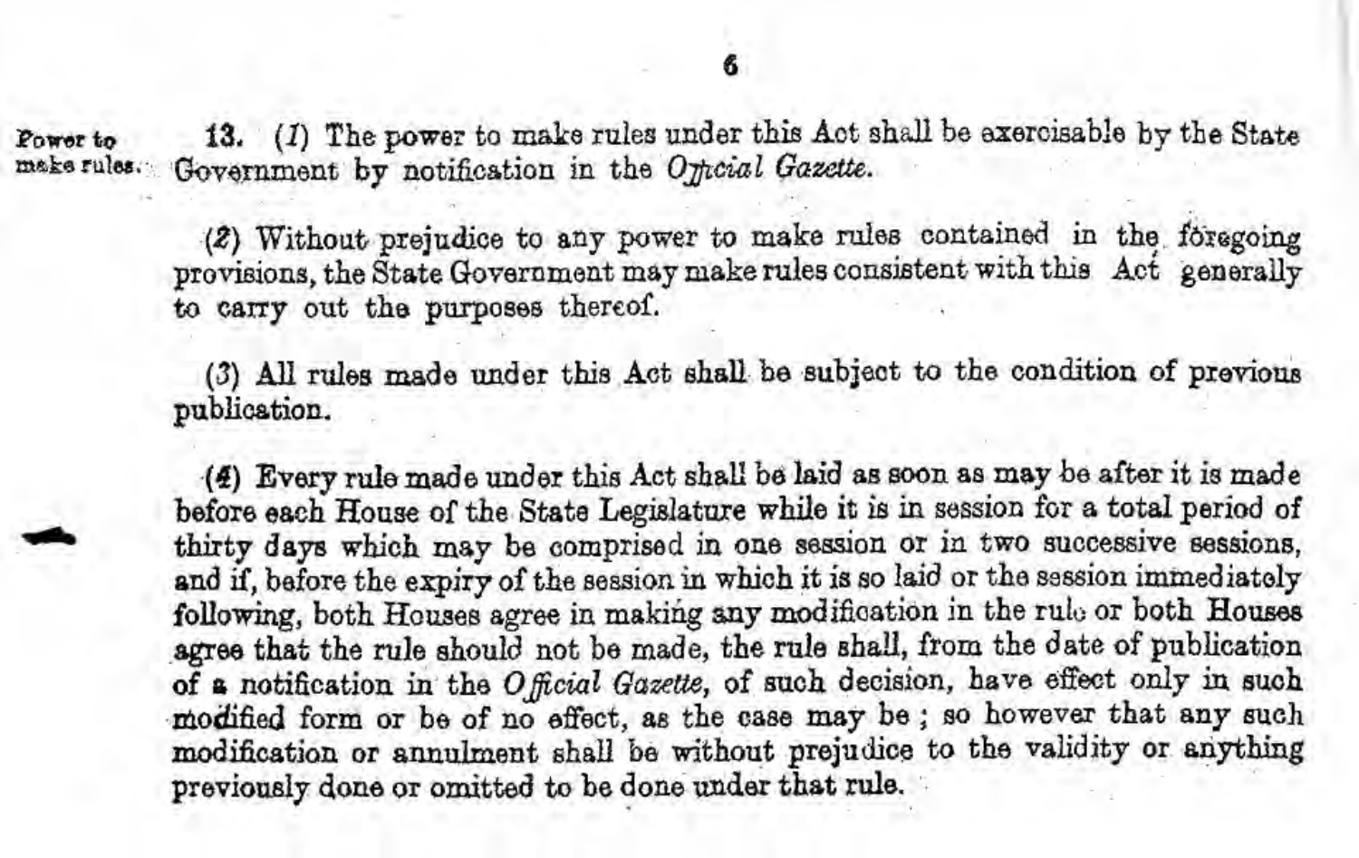Power to make rules.

**13.** (*1*) The power to make rules under this Act shall be exercisable by the State Government by notification in the *Official Gazette*.

(*2*) Without prejudice to any power to make rules contained in the foregoing provisions, the State Government may make rules consistent with this Act generally to carry out the purposes thereof.

(*3*) All rules made under this Act shall be subject to the condition of previous publication.

(*4*) Every rule made under this Act shall be laid as soon as may be after it is made before each House of the State Legislature while it is in session for a total period of thirty days which may be comprised in one session or in two successive sessions, and if, before the expiry of the session in which it is so laid or the session immediately following, both Houses agree in making any modification in the rule or both Houses agree that the rule should not be made, the rule shall, from the date of publication of a notification in the *Official Gazette*, of such decision, have effect only in such modified form or be of no effect, as the case may be ; so however that any such modification or annulment shall be without prejudice to the validity or anything previously done or omitted to be done under that rule.